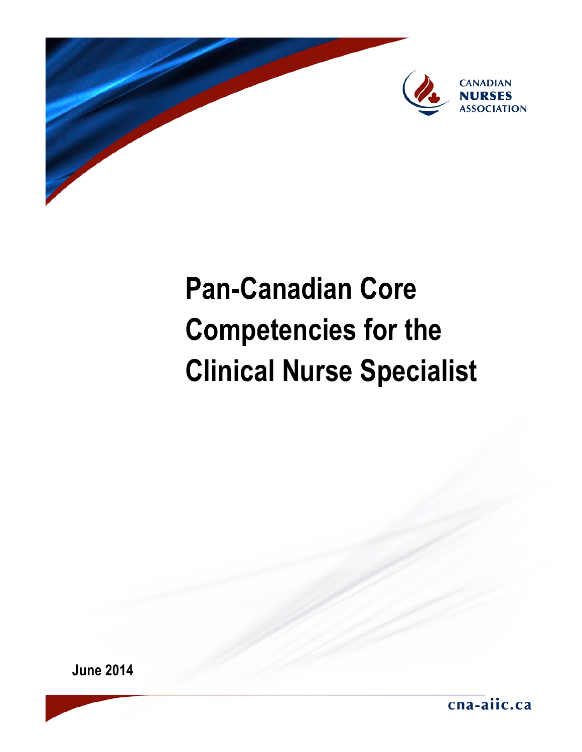CANADIAN NURSES ASSOCIATION

# Pan-Canadian Core Competencies for the Clinical Nurse Specialist

June 2014

cna-aiic.ca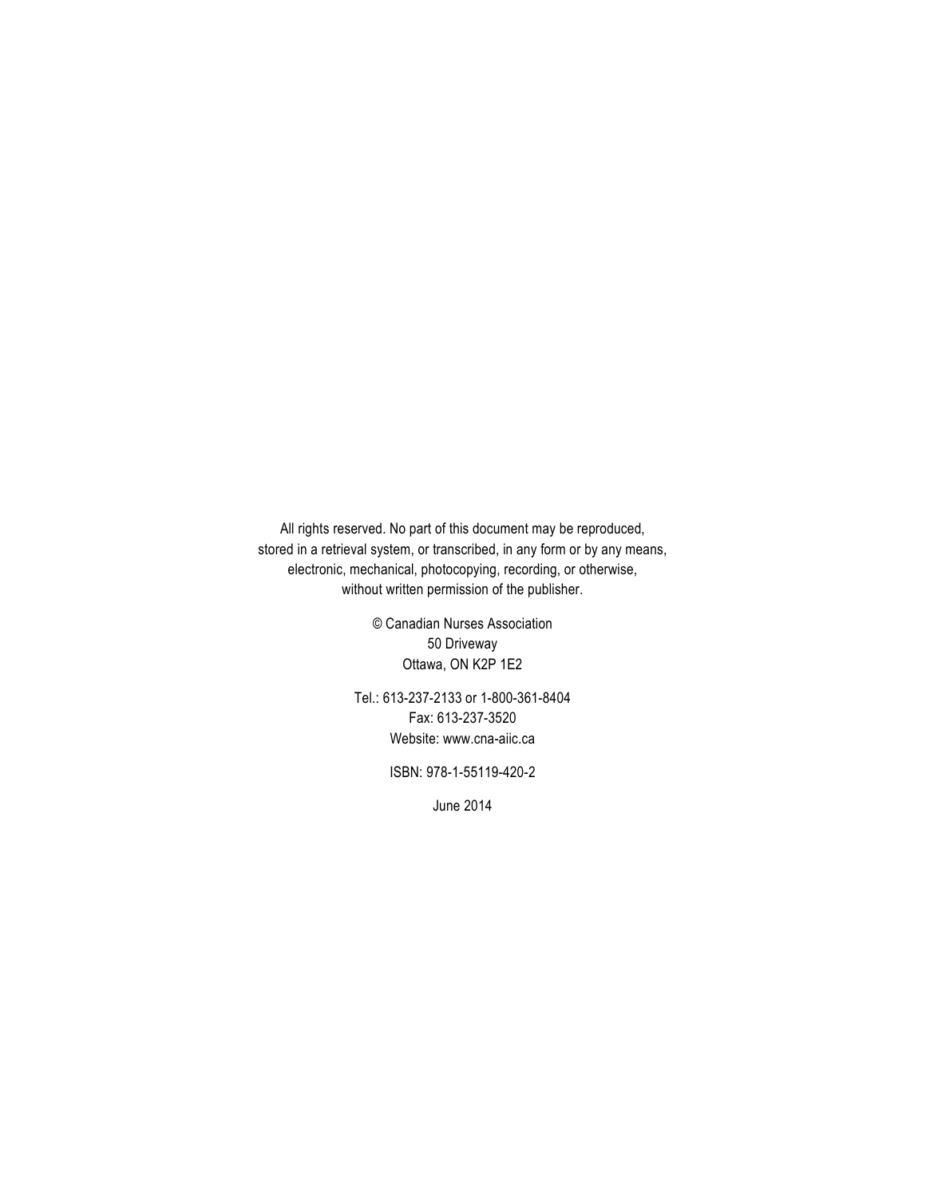All rights reserved. No part of this document may be reproduced, stored in a retrieval system, or transcribed, in any form or by any means, electronic, mechanical, photocopying, recording, or otherwise, without written permission of the publisher.

© Canadian Nurses Association
50 Driveway
Ottawa, ON K2P 1E2

Tel.: 613-237-2133 or 1-800-361-8404
Fax: 613-237-3520
Website: www.cna-aiic.ca

ISBN: 978-1-55119-420-2

June 2014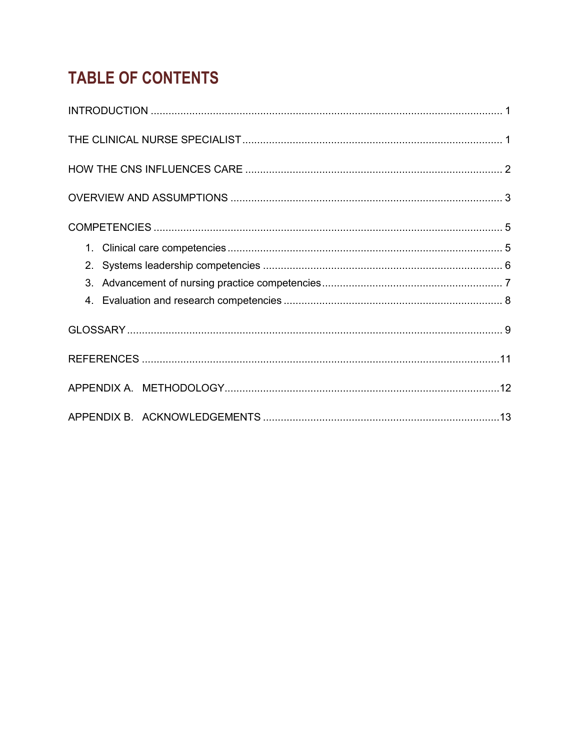# TABLE OF CONTENTS

INTRODUCTION ........................................................................................................ 1

THE CLINICAL NURSE SPECIALIST ........................................................................ 1

HOW THE CNS INFLUENCES CARE ........................................................................ 2

OVERVIEW AND ASSUMPTIONS ............................................................................ 3

COMPETENCIES ...................................................................................................... 5

1. Clinical care competencies ................................................................................ 5
2. Systems leadership competencies .................................................................... 6
3. Advancement of nursing practice competencies ............................................... 7
4. Evaluation and research competencies ............................................................ 8

GLOSSARY .............................................................................................................. 9

REFERENCES ......................................................................................................... 11

APPENDIX A. METHODOLOGY ............................................................................. 12

APPENDIX B. ACKNOWLEDGEMENTS ................................................................. 13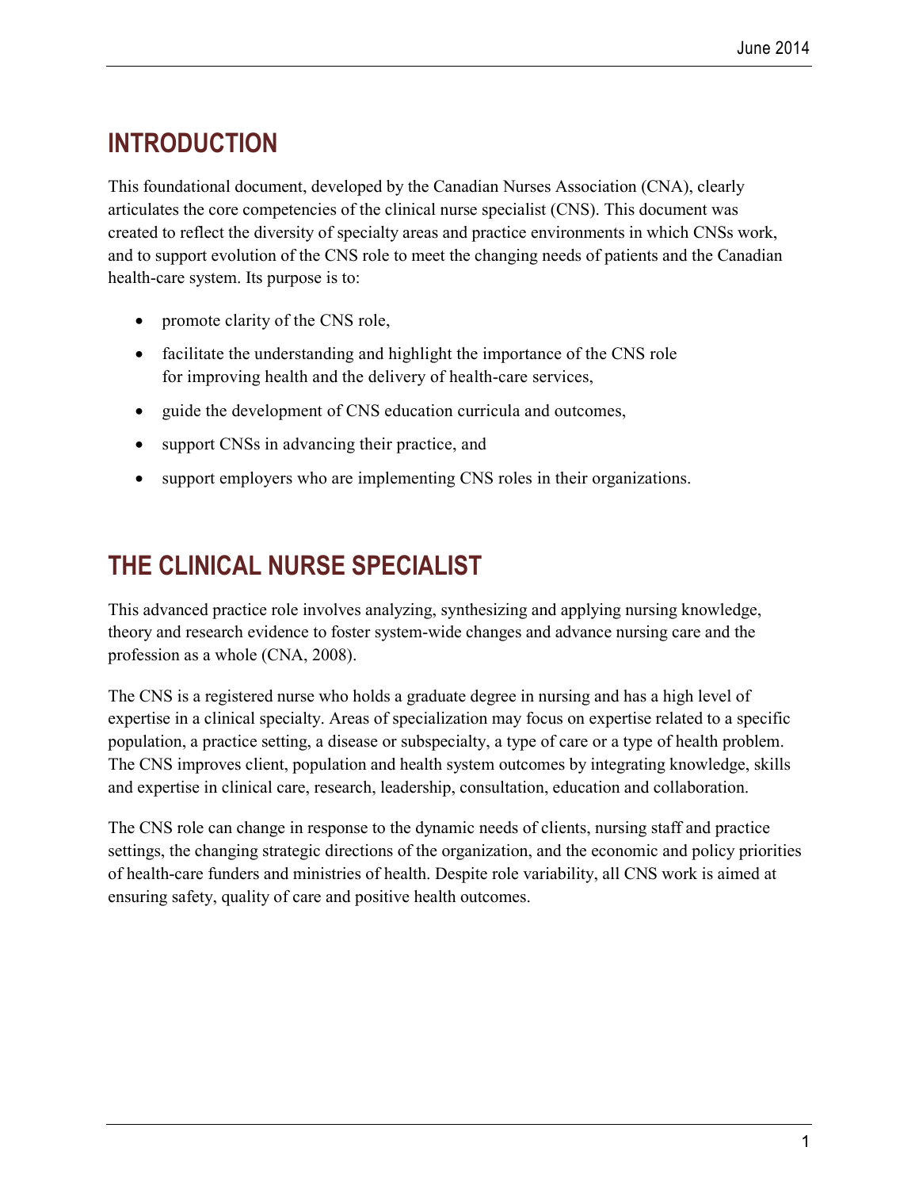# INTRODUCTION

This foundational document, developed by the Canadian Nurses Association (CNA), clearly articulates the core competencies of the clinical nurse specialist (CNS). This document was created to reflect the diversity of specialty areas and practice environments in which CNSs work, and to support evolution of the CNS role to meet the changing needs of patients and the Canadian health-care system. Its purpose is to:

- promote clarity of the CNS role,
- facilitate the understanding and highlight the importance of the CNS role for improving health and the delivery of health-care services,
- guide the development of CNS education curricula and outcomes,
- support CNSs in advancing their practice, and
- support employers who are implementing CNS roles in their organizations.

# THE CLINICAL NURSE SPECIALIST

This advanced practice role involves analyzing, synthesizing and applying nursing knowledge, theory and research evidence to foster system-wide changes and advance nursing care and the profession as a whole (CNA, 2008).

The CNS is a registered nurse who holds a graduate degree in nursing and has a high level of expertise in a clinical specialty. Areas of specialization may focus on expertise related to a specific population, a practice setting, a disease or subspecialty, a type of care or a type of health problem. The CNS improves client, population and health system outcomes by integrating knowledge, skills and expertise in clinical care, research, leadership, consultation, education and collaboration.

The CNS role can change in response to the dynamic needs of clients, nursing staff and practice settings, the changing strategic directions of the organization, and the economic and policy priorities of health-care funders and ministries of health. Despite role variability, all CNS work is aimed at ensuring safety, quality of care and positive health outcomes.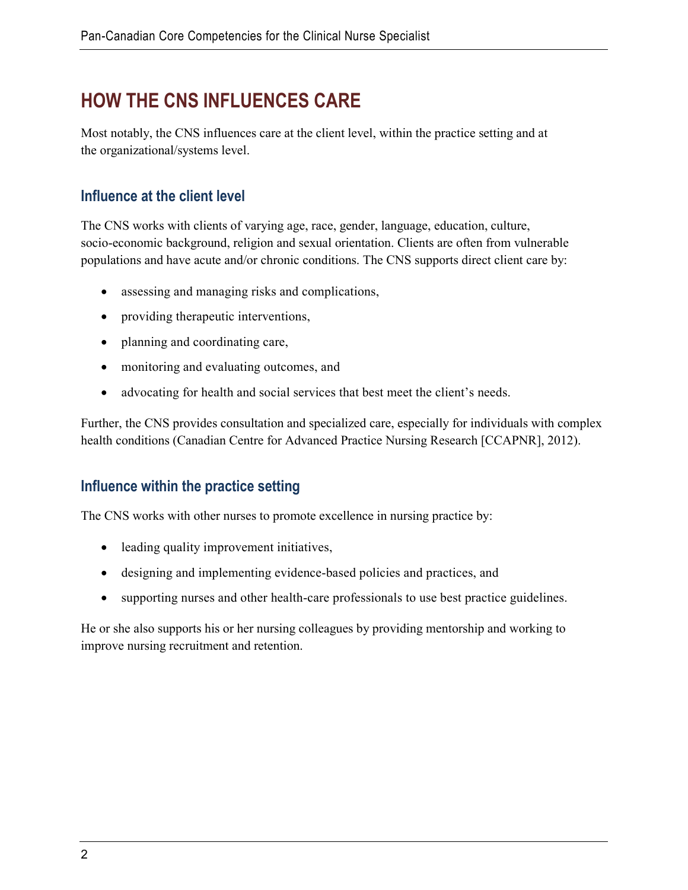# HOW THE CNS INFLUENCES CARE

Most notably, the CNS influences care at the client level, within the practice setting and at the organizational/systems level.

## Influence at the client level

The CNS works with clients of varying age, race, gender, language, education, culture, socio-economic background, religion and sexual orientation. Clients are often from vulnerable populations and have acute and/or chronic conditions. The CNS supports direct client care by:

- assessing and managing risks and complications,
- providing therapeutic interventions,
- planning and coordinating care,
- monitoring and evaluating outcomes, and
- advocating for health and social services that best meet the client's needs.

Further, the CNS provides consultation and specialized care, especially for individuals with complex health conditions (Canadian Centre for Advanced Practice Nursing Research [CCAPNR], 2012).

## Influence within the practice setting

The CNS works with other nurses to promote excellence in nursing practice by:

- leading quality improvement initiatives,
- designing and implementing evidence-based policies and practices, and
- supporting nurses and other health-care professionals to use best practice guidelines.

He or she also supports his or her nursing colleagues by providing mentorship and working to improve nursing recruitment and retention.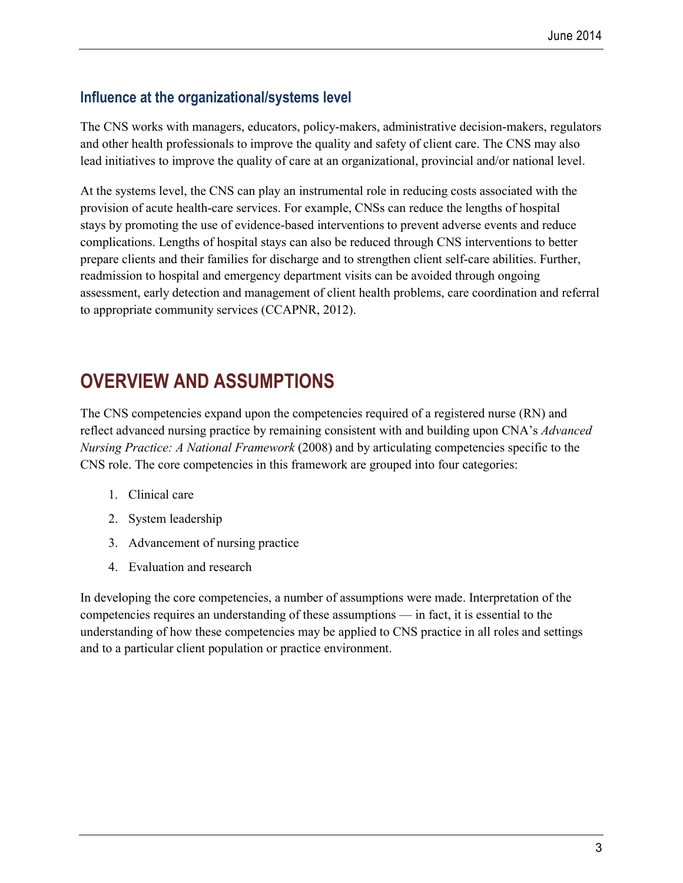### Influence at the organizational/systems level

The CNS works with managers, educators, policy-makers, administrative decision-makers, regulators and other health professionals to improve the quality and safety of client care. The CNS may also lead initiatives to improve the quality of care at an organizational, provincial and/or national level.

At the systems level, the CNS can play an instrumental role in reducing costs associated with the provision of acute health-care services. For example, CNSs can reduce the lengths of hospital stays by promoting the use of evidence-based interventions to prevent adverse events and reduce complications. Lengths of hospital stays can also be reduced through CNS interventions to better prepare clients and their families for discharge and to strengthen client self-care abilities. Further, readmission to hospital and emergency department visits can be avoided through ongoing assessment, early detection and management of client health problems, care coordination and referral to appropriate community services (CCAPNR, 2012).

## OVERVIEW AND ASSUMPTIONS

The CNS competencies expand upon the competencies required of a registered nurse (RN) and reflect advanced nursing practice by remaining consistent with and building upon CNA's *Advanced Nursing Practice: A National Framework* (2008) and by articulating competencies specific to the CNS role. The core competencies in this framework are grouped into four categories:

1. Clinical care
2. System leadership
3. Advancement of nursing practice
4. Evaluation and research

In developing the core competencies, a number of assumptions were made. Interpretation of the competencies requires an understanding of these assumptions — in fact, it is essential to the understanding of how these competencies may be applied to CNS practice in all roles and settings and to a particular client population or practice environment.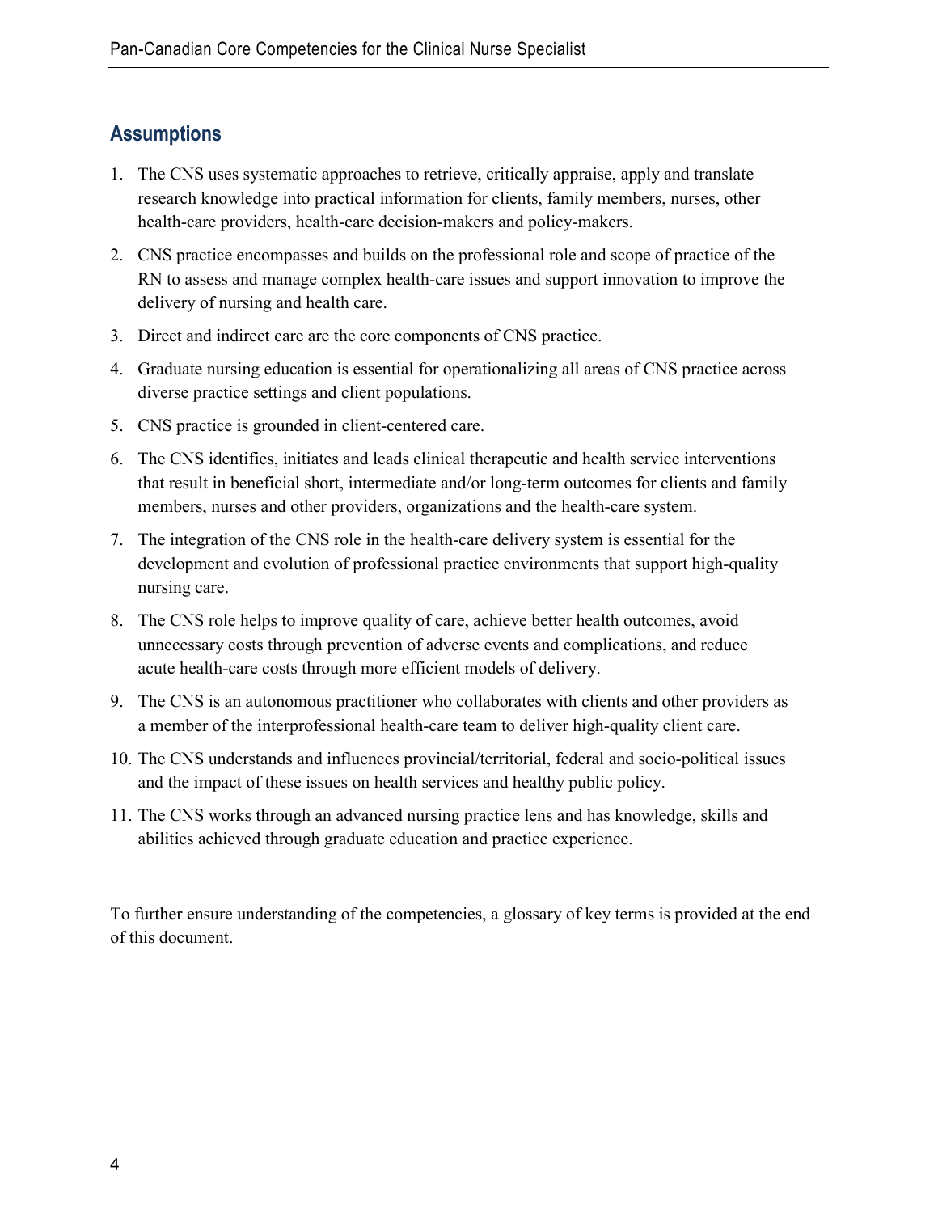## Assumptions

1. The CNS uses systematic approaches to retrieve, critically appraise, apply and translate research knowledge into practical information for clients, family members, nurses, other health-care providers, health-care decision-makers and policy-makers.
2. CNS practice encompasses and builds on the professional role and scope of practice of the RN to assess and manage complex health-care issues and support innovation to improve the delivery of nursing and health care.
3. Direct and indirect care are the core components of CNS practice.
4. Graduate nursing education is essential for operationalizing all areas of CNS practice across diverse practice settings and client populations.
5. CNS practice is grounded in client-centered care.
6. The CNS identifies, initiates and leads clinical therapeutic and health service interventions that result in beneficial short, intermediate and/or long-term outcomes for clients and family members, nurses and other providers, organizations and the health-care system.
7. The integration of the CNS role in the health-care delivery system is essential for the development and evolution of professional practice environments that support high-quality nursing care.
8. The CNS role helps to improve quality of care, achieve better health outcomes, avoid unnecessary costs through prevention of adverse events and complications, and reduce acute health-care costs through more efficient models of delivery.
9. The CNS is an autonomous practitioner who collaborates with clients and other providers as a member of the interprofessional health-care team to deliver high-quality client care.
10. The CNS understands and influences provincial/territorial, federal and socio-political issues and the impact of these issues on health services and healthy public policy.
11. The CNS works through an advanced nursing practice lens and has knowledge, skills and abilities achieved through graduate education and practice experience.

To further ensure understanding of the competencies, a glossary of key terms is provided at the end of this document.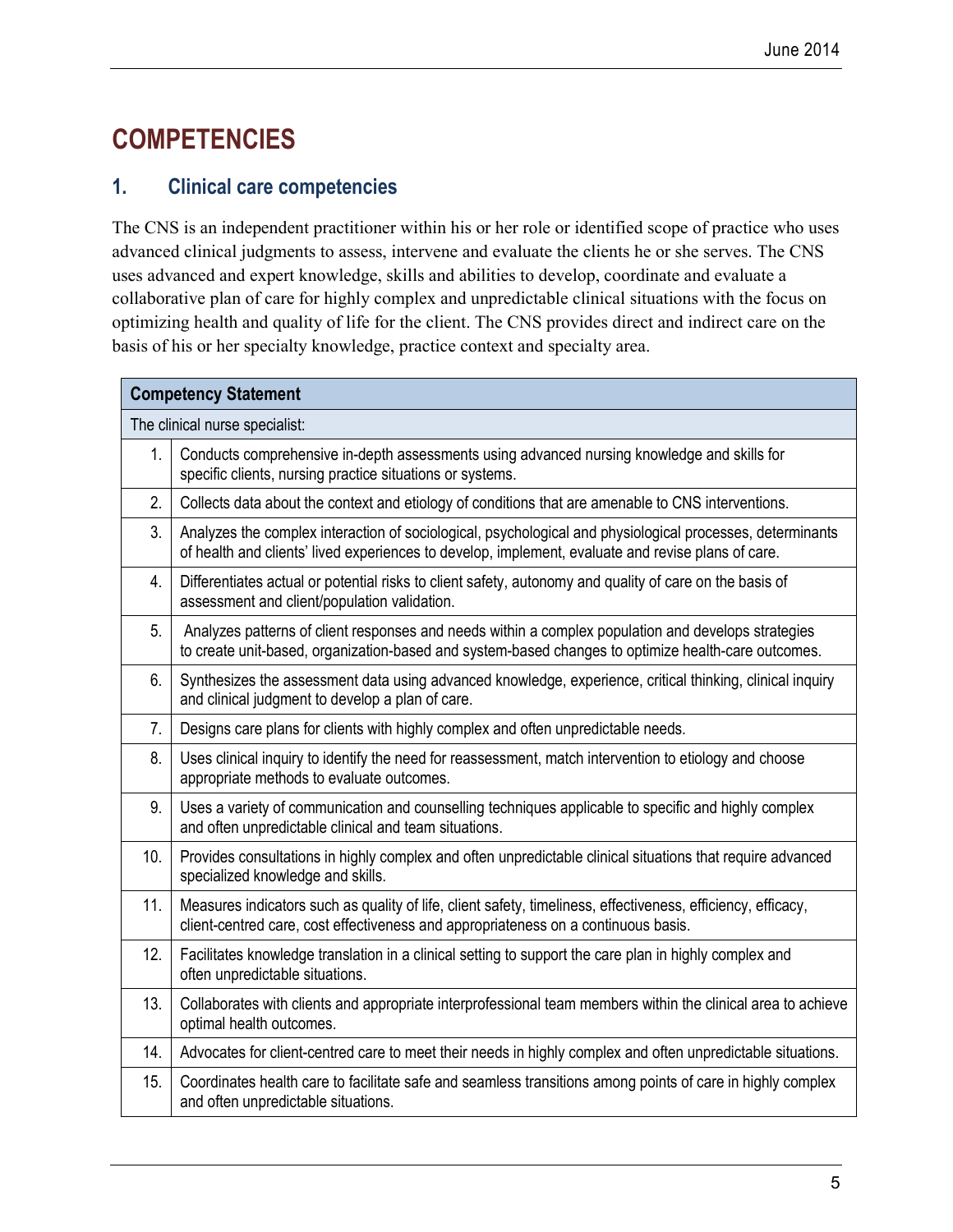# COMPETENCIES

## 1. Clinical care competencies

The CNS is an independent practitioner within his or her role or identified scope of practice who uses advanced clinical judgments to assess, intervene and evaluate the clients he or she serves. The CNS uses advanced and expert knowledge, skills and abilities to develop, coordinate and evaluate a collaborative plan of care for highly complex and unpredictable clinical situations with the focus on optimizing health and quality of life for the client. The CNS provides direct and indirect care on the basis of his or her specialty knowledge, practice context and specialty area.

| Competency Statement | |
|---|---|
| The clinical nurse specialist: | |
| 1. | Conducts comprehensive in-depth assessments using advanced nursing knowledge and skills for specific clients, nursing practice situations or systems. |
| 2. | Collects data about the context and etiology of conditions that are amenable to CNS interventions. |
| 3. | Analyzes the complex interaction of sociological, psychological and physiological processes, determinants of health and clients' lived experiences to develop, implement, evaluate and revise plans of care. |
| 4. | Differentiates actual or potential risks to client safety, autonomy and quality of care on the basis of assessment and client/population validation. |
| 5. | Analyzes patterns of client responses and needs within a complex population and develops strategies to create unit-based, organization-based and system-based changes to optimize health-care outcomes. |
| 6. | Synthesizes the assessment data using advanced knowledge, experience, critical thinking, clinical inquiry and clinical judgment to develop a plan of care. |
| 7. | Designs care plans for clients with highly complex and often unpredictable needs. |
| 8. | Uses clinical inquiry to identify the need for reassessment, match intervention to etiology and choose appropriate methods to evaluate outcomes. |
| 9. | Uses a variety of communication and counselling techniques applicable to specific and highly complex and often unpredictable clinical and team situations. |
| 10. | Provides consultations in highly complex and often unpredictable clinical situations that require advanced specialized knowledge and skills. |
| 11. | Measures indicators such as quality of life, client safety, timeliness, effectiveness, efficiency, efficacy, client-centred care, cost effectiveness and appropriateness on a continuous basis. |
| 12. | Facilitates knowledge translation in a clinical setting to support the care plan in highly complex and often unpredictable situations. |
| 13. | Collaborates with clients and appropriate interprofessional team members within the clinical area to achieve optimal health outcomes. |
| 14. | Advocates for client-centred care to meet their needs in highly complex and often unpredictable situations. |
| 15. | Coordinates health care to facilitate safe and seamless transitions among points of care in highly complex and often unpredictable situations. |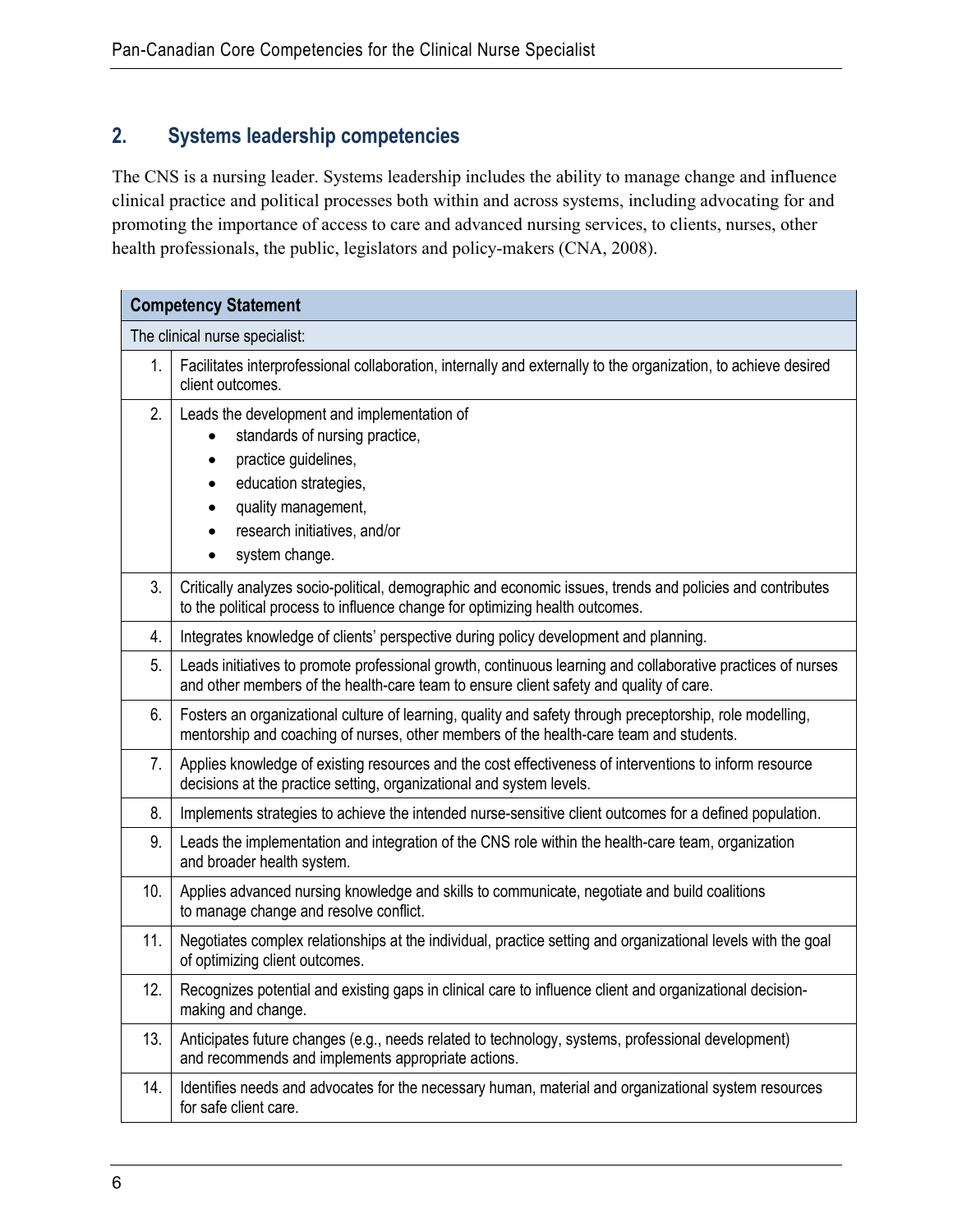## 2. Systems leadership competencies

The CNS is a nursing leader. Systems leadership includes the ability to manage change and influence clinical practice and political processes both within and across systems, including advocating for and promoting the importance of access to care and advanced nursing services, to clients, nurses, other health professionals, the public, legislators and policy-makers (CNA, 2008).

| Competency Statement | |
|---|---|
| The clinical nurse specialist: | |
| 1. | Facilitates interprofessional collaboration, internally and externally to the organization, to achieve desired client outcomes. |
| 2. | Leads the development and implementation of <br>• standards of nursing practice,<br>• practice guidelines,<br>• education strategies,<br>• quality management,<br>• research initiatives, and/or<br>• system change. |
| 3. | Critically analyzes socio-political, demographic and economic issues, trends and policies and contributes to the political process to influence change for optimizing health outcomes. |
| 4. | Integrates knowledge of clients' perspective during policy development and planning. |
| 5. | Leads initiatives to promote professional growth, continuous learning and collaborative practices of nurses and other members of the health-care team to ensure client safety and quality of care. |
| 6. | Fosters an organizational culture of learning, quality and safety through preceptorship, role modelling, mentorship and coaching of nurses, other members of the health-care team and students. |
| 7. | Applies knowledge of existing resources and the cost effectiveness of interventions to inform resource decisions at the practice setting, organizational and system levels. |
| 8. | Implements strategies to achieve the intended nurse-sensitive client outcomes for a defined population. |
| 9. | Leads the implementation and integration of the CNS role within the health-care team, organization and broader health system. |
| 10. | Applies advanced nursing knowledge and skills to communicate, negotiate and build coalitions to manage change and resolve conflict. |
| 11. | Negotiates complex relationships at the individual, practice setting and organizational levels with the goal of optimizing client outcomes. |
| 12. | Recognizes potential and existing gaps in clinical care to influence client and organizational decision-making and change. |
| 13. | Anticipates future changes (e.g., needs related to technology, systems, professional development) and recommends and implements appropriate actions. |
| 14. | Identifies needs and advocates for the necessary human, material and organizational system resources for safe client care. |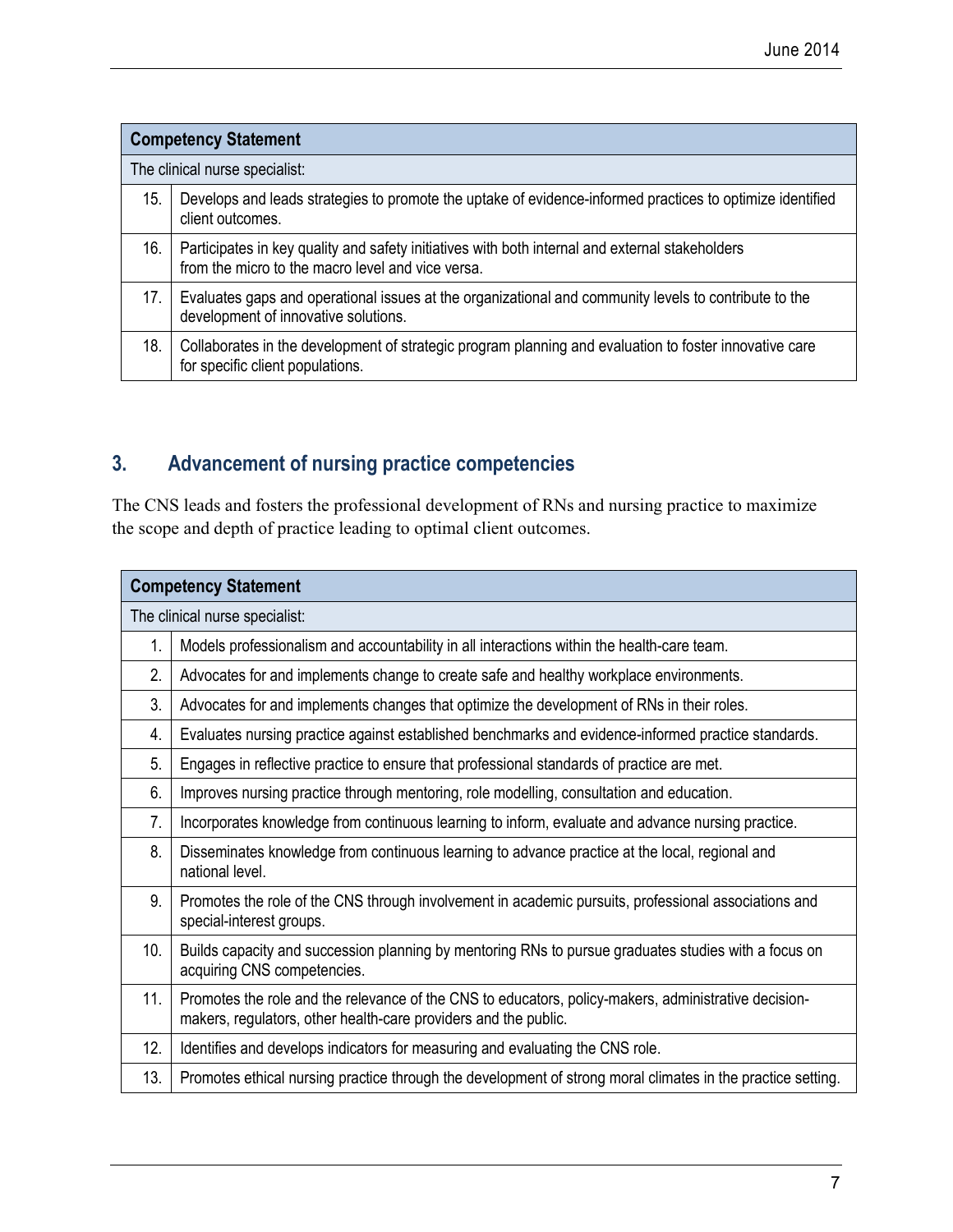| Competency Statement | |
|---|---|
| The clinical nurse specialist: | |
| 15. | Develops and leads strategies to promote the uptake of evidence-informed practices to optimize identified client outcomes. |
| 16. | Participates in key quality and safety initiatives with both internal and external stakeholders from the micro to the macro level and vice versa. |
| 17. | Evaluates gaps and operational issues at the organizational and community levels to contribute to the development of innovative solutions. |
| 18. | Collaborates in the development of strategic program planning and evaluation to foster innovative care for specific client populations. |

## 3. Advancement of nursing practice competencies

The CNS leads and fosters the professional development of RNs and nursing practice to maximize the scope and depth of practice leading to optimal client outcomes.

| Competency Statement | |
|---|---|
| The clinical nurse specialist: | |
| 1. | Models professionalism and accountability in all interactions within the health-care team. |
| 2. | Advocates for and implements change to create safe and healthy workplace environments. |
| 3. | Advocates for and implements changes that optimize the development of RNs in their roles. |
| 4. | Evaluates nursing practice against established benchmarks and evidence-informed practice standards. |
| 5. | Engages in reflective practice to ensure that professional standards of practice are met. |
| 6. | Improves nursing practice through mentoring, role modelling, consultation and education. |
| 7. | Incorporates knowledge from continuous learning to inform, evaluate and advance nursing practice. |
| 8. | Disseminates knowledge from continuous learning to advance practice at the local, regional and national level. |
| 9. | Promotes the role of the CNS through involvement in academic pursuits, professional associations and special-interest groups. |
| 10. | Builds capacity and succession planning by mentoring RNs to pursue graduates studies with a focus on acquiring CNS competencies. |
| 11. | Promotes the role and the relevance of the CNS to educators, policy-makers, administrative decision-makers, regulators, other health-care providers and the public. |
| 12. | Identifies and develops indicators for measuring and evaluating the CNS role. |
| 13. | Promotes ethical nursing practice through the development of strong moral climates in the practice setting. |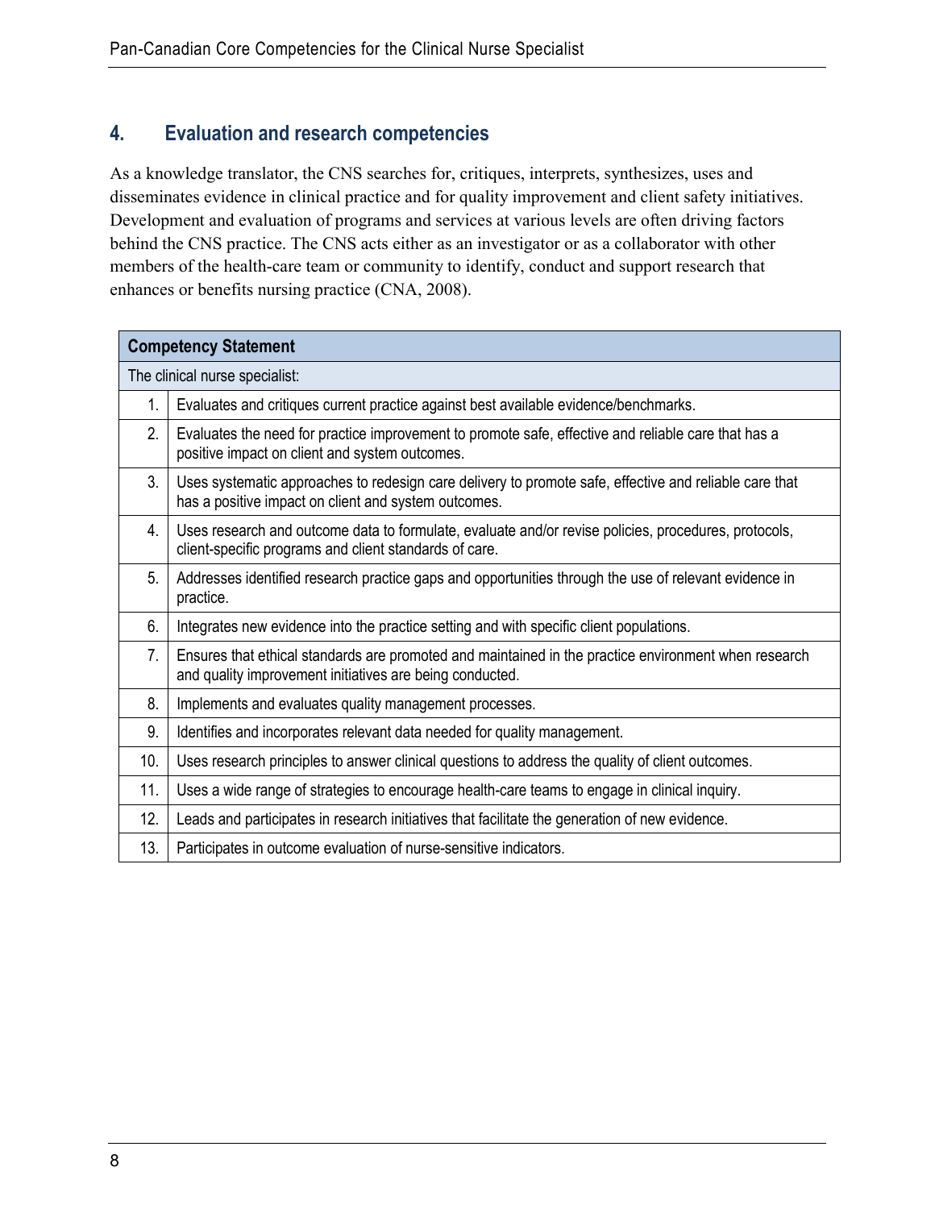## 4. Evaluation and research competencies

As a knowledge translator, the CNS searches for, critiques, interprets, synthesizes, uses and disseminates evidence in clinical practice and for quality improvement and client safety initiatives. Development and evaluation of programs and services at various levels are often driving factors behind the CNS practice. The CNS acts either as an investigator or as a collaborator with other members of the health-care team or community to identify, conduct and support research that enhances or benefits nursing practice (CNA, 2008).

| **Competency Statement** | |
|---|---|
| The clinical nurse specialist: | |
| 1. | Evaluates and critiques current practice against best available evidence/benchmarks. |
| 2. | Evaluates the need for practice improvement to promote safe, effective and reliable care that has a positive impact on client and system outcomes. |
| 3. | Uses systematic approaches to redesign care delivery to promote safe, effective and reliable care that has a positive impact on client and system outcomes. |
| 4. | Uses research and outcome data to formulate, evaluate and/or revise policies, procedures, protocols, client-specific programs and client standards of care. |
| 5. | Addresses identified research practice gaps and opportunities through the use of relevant evidence in practice. |
| 6. | Integrates new evidence into the practice setting and with specific client populations. |
| 7. | Ensures that ethical standards are promoted and maintained in the practice environment when research and quality improvement initiatives are being conducted. |
| 8. | Implements and evaluates quality management processes. |
| 9. | Identifies and incorporates relevant data needed for quality management. |
| 10. | Uses research principles to answer clinical questions to address the quality of client outcomes. |
| 11. | Uses a wide range of strategies to encourage health-care teams to engage in clinical inquiry. |
| 12. | Leads and participates in research initiatives that facilitate the generation of new evidence. |
| 13. | Participates in outcome evaluation of nurse-sensitive indicators. |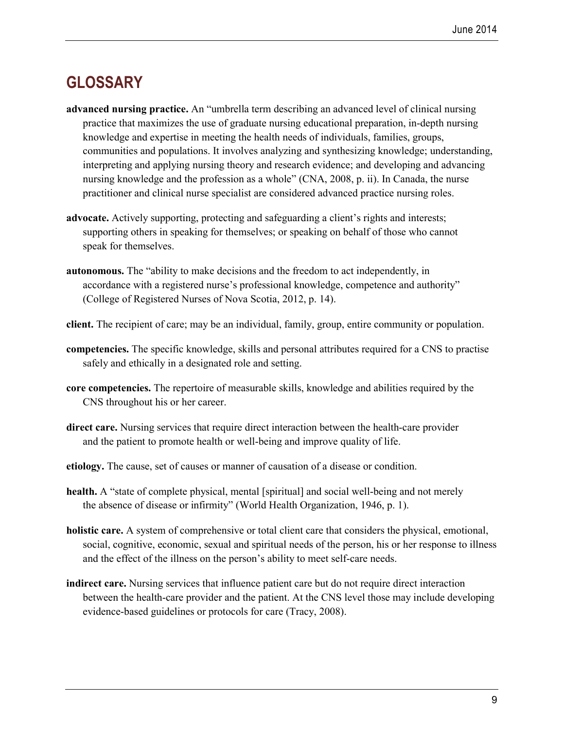## GLOSSARY

**advanced nursing practice.** An "umbrella term describing an advanced level of clinical nursing practice that maximizes the use of graduate nursing educational preparation, in-depth nursing knowledge and expertise in meeting the health needs of individuals, families, groups, communities and populations. It involves analyzing and synthesizing knowledge; understanding, interpreting and applying nursing theory and research evidence; and developing and advancing nursing knowledge and the profession as a whole" (CNA, 2008, p. ii). In Canada, the nurse practitioner and clinical nurse specialist are considered advanced practice nursing roles.

**advocate.** Actively supporting, protecting and safeguarding a client's rights and interests; supporting others in speaking for themselves; or speaking on behalf of those who cannot speak for themselves.

**autonomous.** The "ability to make decisions and the freedom to act independently, in accordance with a registered nurse's professional knowledge, competence and authority" (College of Registered Nurses of Nova Scotia, 2012, p. 14).

**client.** The recipient of care; may be an individual, family, group, entire community or population.

**competencies.** The specific knowledge, skills and personal attributes required for a CNS to practise safely and ethically in a designated role and setting.

**core competencies.** The repertoire of measurable skills, knowledge and abilities required by the CNS throughout his or her career.

**direct care.** Nursing services that require direct interaction between the health-care provider and the patient to promote health or well-being and improve quality of life.

**etiology.** The cause, set of causes or manner of causation of a disease or condition.

**health.** A "state of complete physical, mental [spiritual] and social well-being and not merely the absence of disease or infirmity" (World Health Organization, 1946, p. 1).

**holistic care.** A system of comprehensive or total client care that considers the physical, emotional, social, cognitive, economic, sexual and spiritual needs of the person, his or her response to illness and the effect of the illness on the person's ability to meet self-care needs.

**indirect care.** Nursing services that influence patient care but do not require direct interaction between the health-care provider and the patient. At the CNS level those may include developing evidence-based guidelines or protocols for care (Tracy, 2008).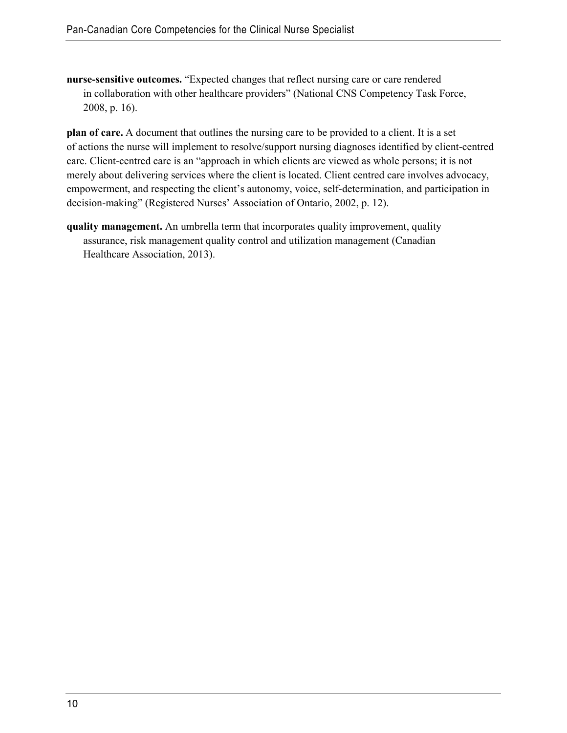**nurse-sensitive outcomes.** "Expected changes that reflect nursing care or care rendered in collaboration with other healthcare providers" (National CNS Competency Task Force, 2008, p. 16).

**plan of care.** A document that outlines the nursing care to be provided to a client. It is a set of actions the nurse will implement to resolve/support nursing diagnoses identified by client-centred care. Client-centred care is an "approach in which clients are viewed as whole persons; it is not merely about delivering services where the client is located. Client centred care involves advocacy, empowerment, and respecting the client's autonomy, voice, self-determination, and participation in decision-making" (Registered Nurses' Association of Ontario, 2002, p. 12).

**quality management.** An umbrella term that incorporates quality improvement, quality assurance, risk management quality control and utilization management (Canadian Healthcare Association, 2013).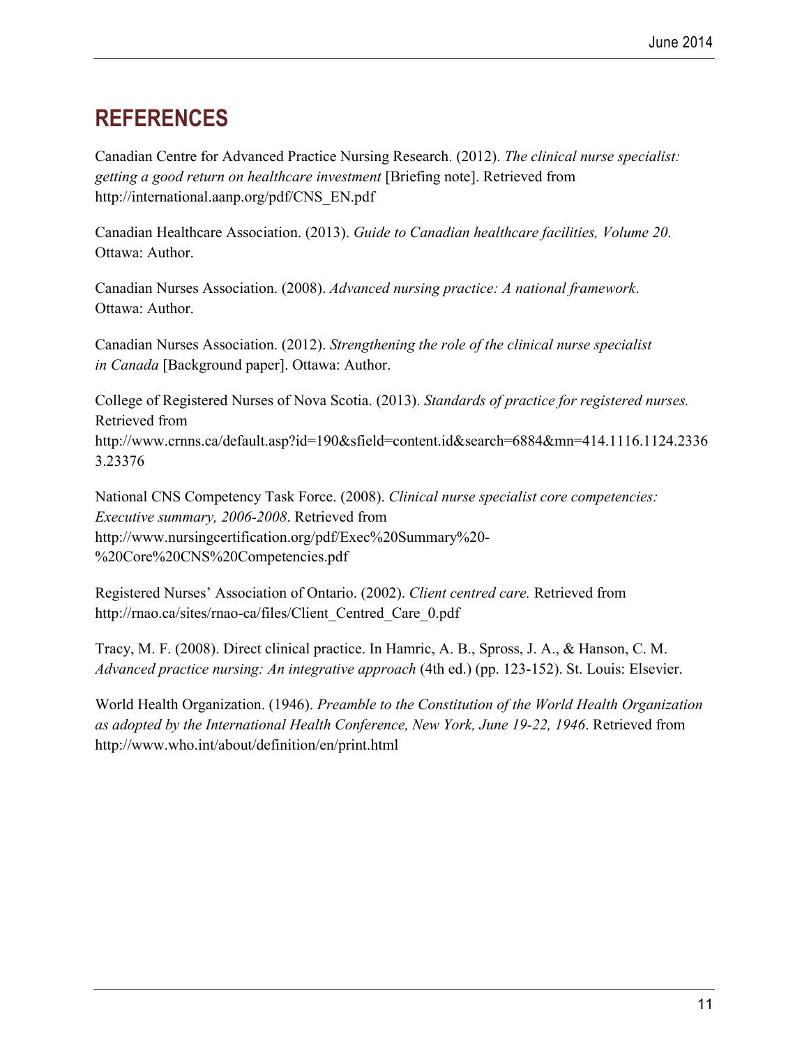## REFERENCES

Canadian Centre for Advanced Practice Nursing Research. (2012). *The clinical nurse specialist: getting a good return on healthcare investment* [Briefing note]. Retrieved from http://international.aanp.org/pdf/CNS_EN.pdf

Canadian Healthcare Association. (2013). *Guide to Canadian healthcare facilities, Volume 20*. Ottawa: Author.

Canadian Nurses Association. (2008). *Advanced nursing practice: A national framework*. Ottawa: Author.

Canadian Nurses Association. (2012). *Strengthening the role of the clinical nurse specialist in Canada* [Background paper]. Ottawa: Author.

College of Registered Nurses of Nova Scotia. (2013). *Standards of practice for registered nurses.* Retrieved from http://www.crnns.ca/default.asp?id=190&sfield=content.id&search=6884&mn=414.1116.1124.23363.23376

National CNS Competency Task Force. (2008). *Clinical nurse specialist core competencies: Executive summary, 2006-2008*. Retrieved from http://www.nursingcertification.org/pdf/Exec%20Summary%20-%20Core%20CNS%20Competencies.pdf

Registered Nurses' Association of Ontario. (2002). *Client centred care.* Retrieved from http://rnao.ca/sites/rnao-ca/files/Client_Centred_Care_0.pdf

Tracy, M. F. (2008). Direct clinical practice. In Hamric, A. B., Spross, J. A., & Hanson, C. M. *Advanced practice nursing: An integrative approach* (4th ed.) (pp. 123-152). St. Louis: Elsevier.

World Health Organization. (1946). *Preamble to the Constitution of the World Health Organization as adopted by the International Health Conference, New York, June 19-22, 1946*. Retrieved from http://www.who.int/about/definition/en/print.html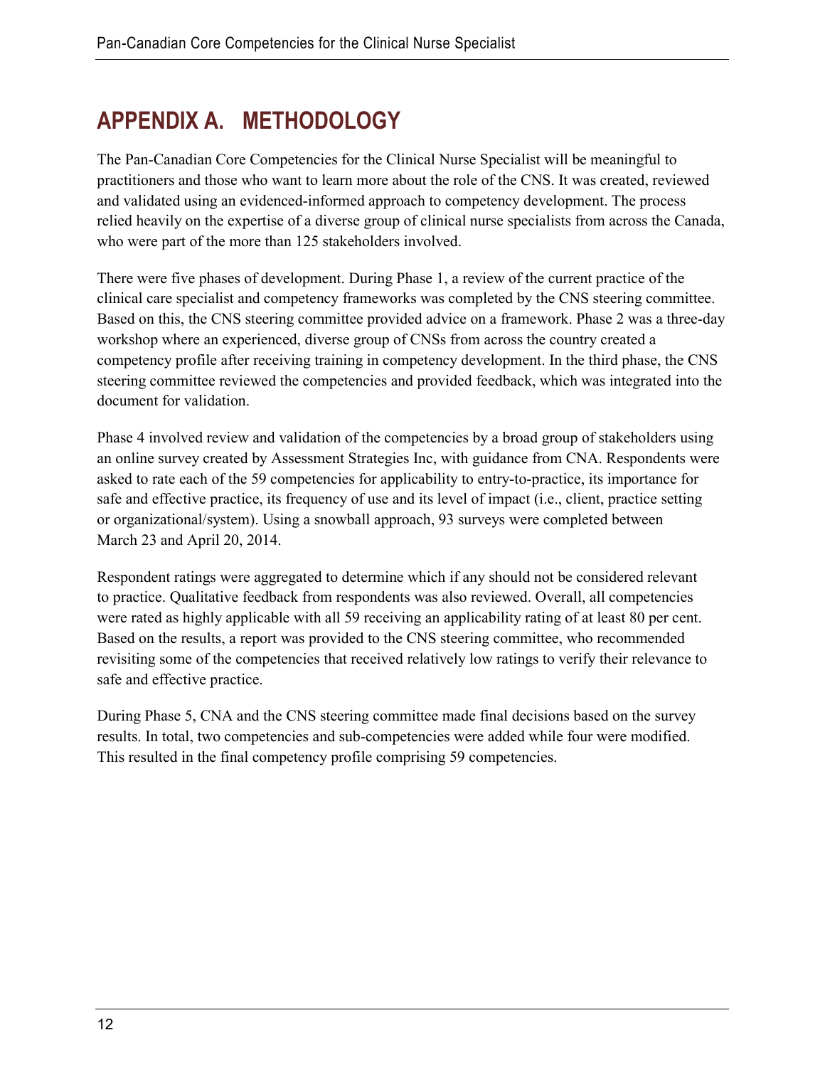# APPENDIX A. METHODOLOGY

The Pan-Canadian Core Competencies for the Clinical Nurse Specialist will be meaningful to practitioners and those who want to learn more about the role of the CNS. It was created, reviewed and validated using an evidenced-informed approach to competency development. The process relied heavily on the expertise of a diverse group of clinical nurse specialists from across the Canada, who were part of the more than 125 stakeholders involved.

There were five phases of development. During Phase 1, a review of the current practice of the clinical care specialist and competency frameworks was completed by the CNS steering committee. Based on this, the CNS steering committee provided advice on a framework. Phase 2 was a three-day workshop where an experienced, diverse group of CNSs from across the country created a competency profile after receiving training in competency development. In the third phase, the CNS steering committee reviewed the competencies and provided feedback, which was integrated into the document for validation.

Phase 4 involved review and validation of the competencies by a broad group of stakeholders using an online survey created by Assessment Strategies Inc, with guidance from CNA. Respondents were asked to rate each of the 59 competencies for applicability to entry-to-practice, its importance for safe and effective practice, its frequency of use and its level of impact (i.e., client, practice setting or organizational/system). Using a snowball approach, 93 surveys were completed between March 23 and April 20, 2014.

Respondent ratings were aggregated to determine which if any should not be considered relevant to practice. Qualitative feedback from respondents was also reviewed. Overall, all competencies were rated as highly applicable with all 59 receiving an applicability rating of at least 80 per cent. Based on the results, a report was provided to the CNS steering committee, who recommended revisiting some of the competencies that received relatively low ratings to verify their relevance to safe and effective practice.

During Phase 5, CNA and the CNS steering committee made final decisions based on the survey results. In total, two competencies and sub-competencies were added while four were modified. This resulted in the final competency profile comprising 59 competencies.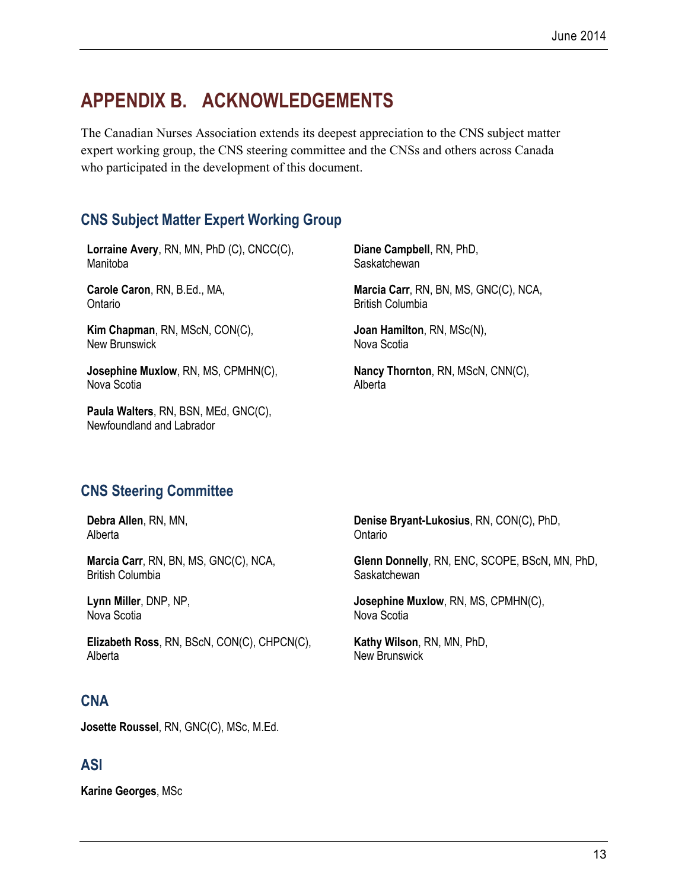# APPENDIX B. ACKNOWLEDGEMENTS

The Canadian Nurses Association extends its deepest appreciation to the CNS subject matter expert working group, the CNS steering committee and the CNSs and others across Canada who participated in the development of this document.

## CNS Subject Matter Expert Working Group

**Lorraine Avery**, RN, MN, PhD (C), CNCC(C), Manitoba

**Diane Campbell**, RN, PhD, Saskatchewan

**Carole Caron**, RN, B.Ed., MA, Ontario

**Marcia Carr**, RN, BN, MS, GNC(C), NCA, British Columbia

**Kim Chapman**, RN, MScN, CON(C), New Brunswick

**Joan Hamilton**, RN, MSc(N), Nova Scotia

**Josephine Muxlow**, RN, MS, CPMHN(C), Nova Scotia

**Nancy Thornton**, RN, MScN, CNN(C), Alberta

**Paula Walters**, RN, BSN, MEd, GNC(C), Newfoundland and Labrador

## CNS Steering Committee

**Debra Allen**, RN, MN, Alberta

**Denise Bryant-Lukosius**, RN, CON(C), PhD, Ontario

**Marcia Carr**, RN, BN, MS, GNC(C), NCA, British Columbia

**Glenn Donnelly**, RN, ENC, SCOPE, BScN, MN, PhD, Saskatchewan

**Lynn Miller**, DNP, NP, Nova Scotia

**Josephine Muxlow**, RN, MS, CPMHN(C), Nova Scotia

**Elizabeth Ross**, RN, BScN, CON(C), CHPCN(C), Alberta

**Kathy Wilson**, RN, MN, PhD, New Brunswick

## CNA

**Josette Roussel**, RN, GNC(C), MSc, M.Ed.

## ASI

**Karine Georges**, MSc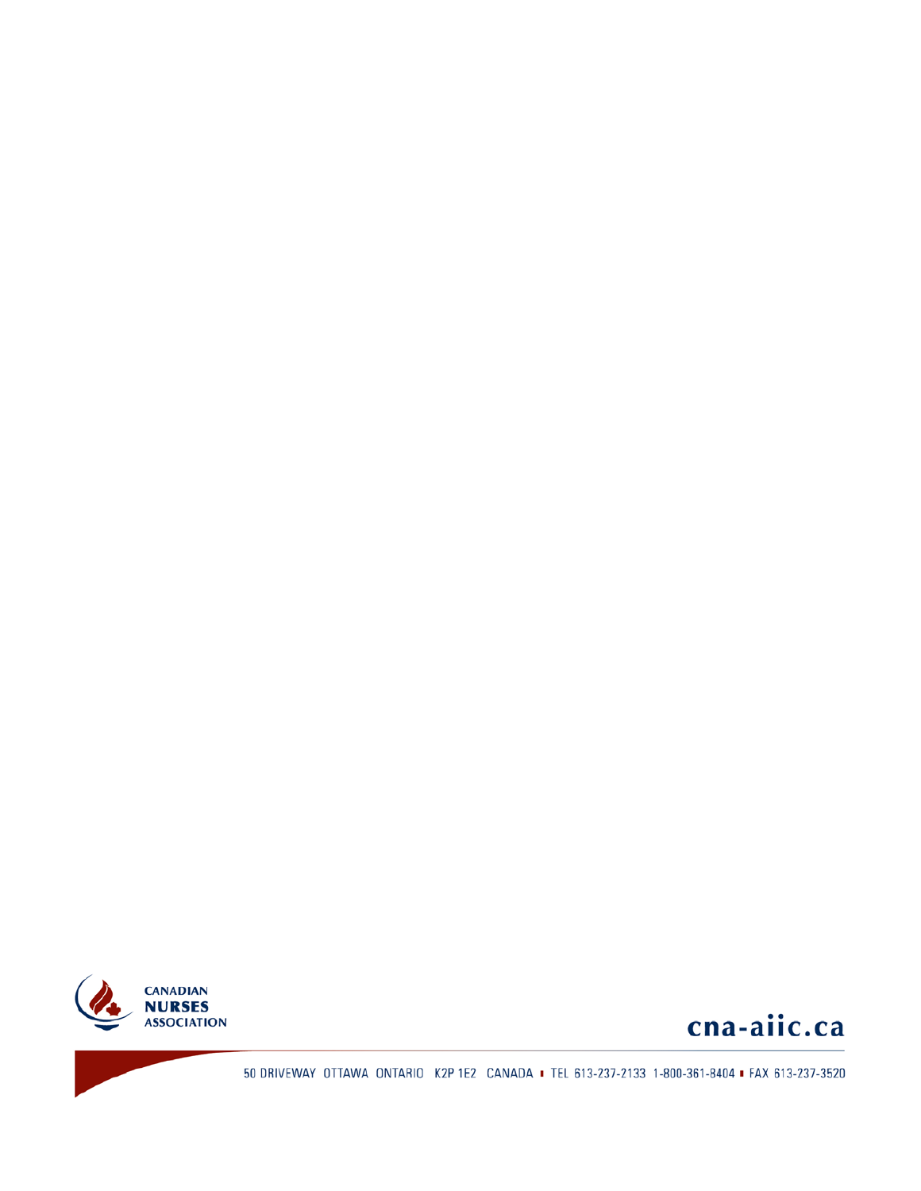CANADIAN
NURSES
ASSOCIATION

cna-aiic.ca

50 DRIVEWAY OTTAWA ONTARIO K2P 1E2 CANADA ▪ TEL 613-237-2133 1-800-361-8404 ▪ FAX 613-237-3520